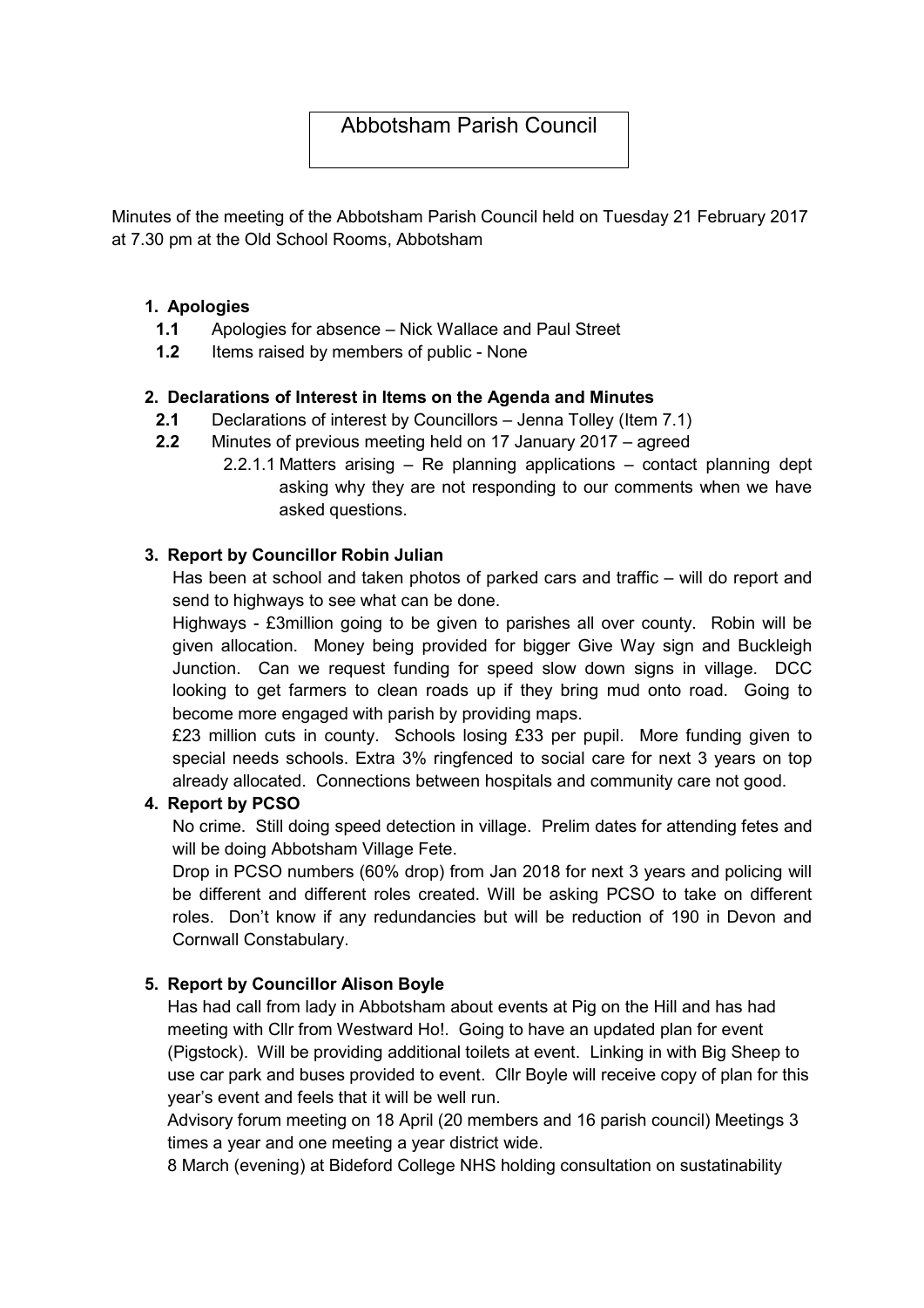# Abbotsham Parish Council

Minutes of the meeting of the Abbotsham Parish Council held on Tuesday 21 February 2017 at 7.30 pm at the Old School Rooms, Abbotsham

1. **Apologies**
   - **1.1** Apologies for absence – Nick Wallace and Paul Street
   - **1.2** Items raised by members of public - None

2. **Declarations of Interest in Items on the Agenda and Minutes**
   - **2.1** Declarations of interest by Councillors – Jenna Tolley (Item 7.1)
   - **2.2** Minutes of previous meeting held on 17 January 2017 – agreed
     - 2.2.1.1 Matters arising – Re planning applications – contact planning dept asking why they are not responding to our comments when we have asked questions.

3. **Report by Councillor Robin Julian**

   Has been at school and taken photos of parked cars and traffic – will do report and send to highways to see what can be done.

   Highways - £3million going to be given to parishes all over county. Robin will be given allocation. Money being provided for bigger Give Way sign and Buckleigh Junction. Can we request funding for speed slow down signs in village. DCC looking to get farmers to clean roads up if they bring mud onto road. Going to become more engaged with parish by providing maps.

   £23 million cuts in county. Schools losing £33 per pupil. More funding given to special needs schools. Extra 3% ringfenced to social care for next 3 years on top already allocated. Connections between hospitals and community care not good.

4. **Report by PCSO**

   No crime. Still doing speed detection in village. Prelim dates for attending fetes and will be doing Abbotsham Village Fete.

   Drop in PCSO numbers (60% drop) from Jan 2018 for next 3 years and policing will be different and different roles created. Will be asking PCSO to take on different roles. Don't know if any redundancies but will be reduction of 190 in Devon and Cornwall Constabulary.

5. **Report by Councillor Alison Boyle**

   Has had call from lady in Abbotsham about events at Pig on the Hill and has had meeting with Cllr from Westward Ho!. Going to have an updated plan for event (Pigstock). Will be providing additional toilets at event. Linking in with Big Sheep to use car park and buses provided to event. Cllr Boyle will receive copy of plan for this year's event and feels that it will be well run.

   Advisory forum meeting on 18 April (20 members and 16 parish council) Meetings 3 times a year and one meeting a year district wide.

   8 March (evening) at Bideford College NHS holding consultation on sustainability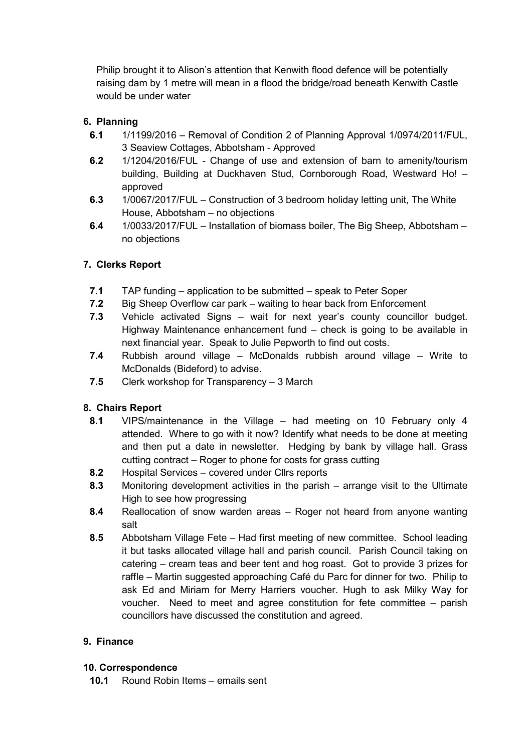Philip brought it to Alison's attention that Kenwith flood defence will be potentially raising dam by 1 metre will mean in a flood the bridge/road beneath Kenwith Castle would be under water

## 6. Planning

- **6.1** 1/1199/2016 – Removal of Condition 2 of Planning Approval 1/0974/2011/FUL, 3 Seaview Cottages, Abbotsham - Approved
- **6.2** 1/1204/2016/FUL - Change of use and extension of barn to amenity/tourism building, Building at Duckhaven Stud, Cornborough Road, Westward Ho! – approved
- **6.3** 1/0067/2017/FUL – Construction of 3 bedroom holiday letting unit, The White House, Abbotsham – no objections
- **6.4** 1/0033/2017/FUL – Installation of biomass boiler, The Big Sheep, Abbotsham – no objections

## 7. Clerks Report

- **7.1** TAP funding – application to be submitted – speak to Peter Soper
- **7.2** Big Sheep Overflow car park – waiting to hear back from Enforcement
- **7.3** Vehicle activated Signs – wait for next year's county councillor budget. Highway Maintenance enhancement fund – check is going to be available in next financial year. Speak to Julie Pepworth to find out costs.
- **7.4** Rubbish around village – McDonalds rubbish around village – Write to McDonalds (Bideford) to advise.
- **7.5** Clerk workshop for Transparency – 3 March

## 8. Chairs Report

- **8.1** VIPS/maintenance in the Village – had meeting on 10 February only 4 attended. Where to go with it now? Identify what needs to be done at meeting and then put a date in newsletter. Hedging by bank by village hall. Grass cutting contract – Roger to phone for costs for grass cutting
- **8.2** Hospital Services – covered under Cllrs reports
- **8.3** Monitoring development activities in the parish – arrange visit to the Ultimate High to see how progressing
- **8.4** Reallocation of snow warden areas – Roger not heard from anyone wanting salt
- **8.5** Abbotsham Village Fete – Had first meeting of new committee. School leading it but tasks allocated village hall and parish council. Parish Council taking on catering – cream teas and beer tent and hog roast. Got to provide 3 prizes for raffle – Martin suggested approaching Café du Parc for dinner for two. Philip to ask Ed and Miriam for Merry Harriers voucher. Hugh to ask Milky Way for voucher. Need to meet and agree constitution for fete committee – parish councillors have discussed the constitution and agreed.

## 9. Finance

## 10. Correspondence

- **10.1** Round Robin Items – emails sent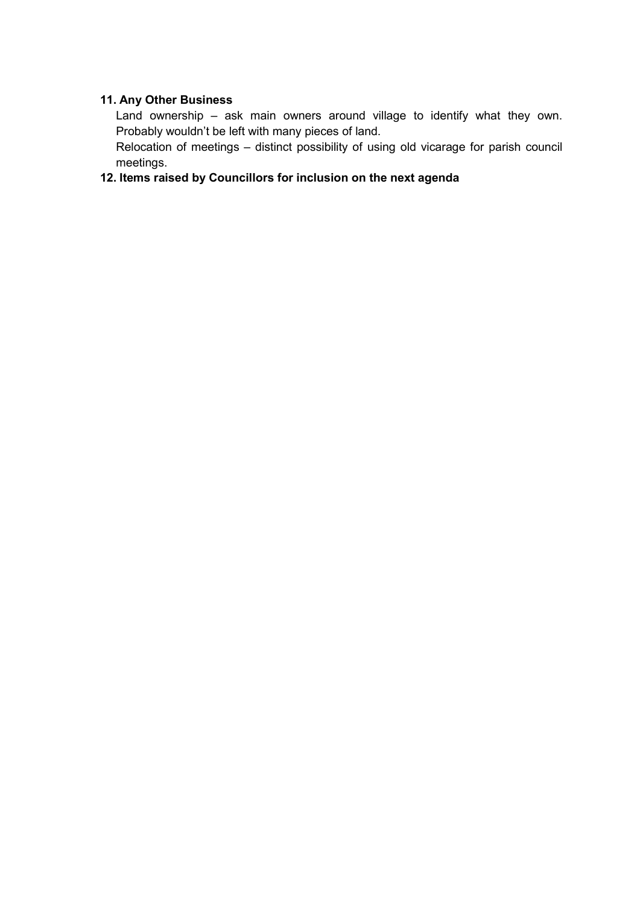**11. Any Other Business**

Land ownership – ask main owners around village to identify what they own. Probably wouldn't be left with many pieces of land.

Relocation of meetings – distinct possibility of using old vicarage for parish council meetings.

**12. Items raised by Councillors for inclusion on the next agenda**